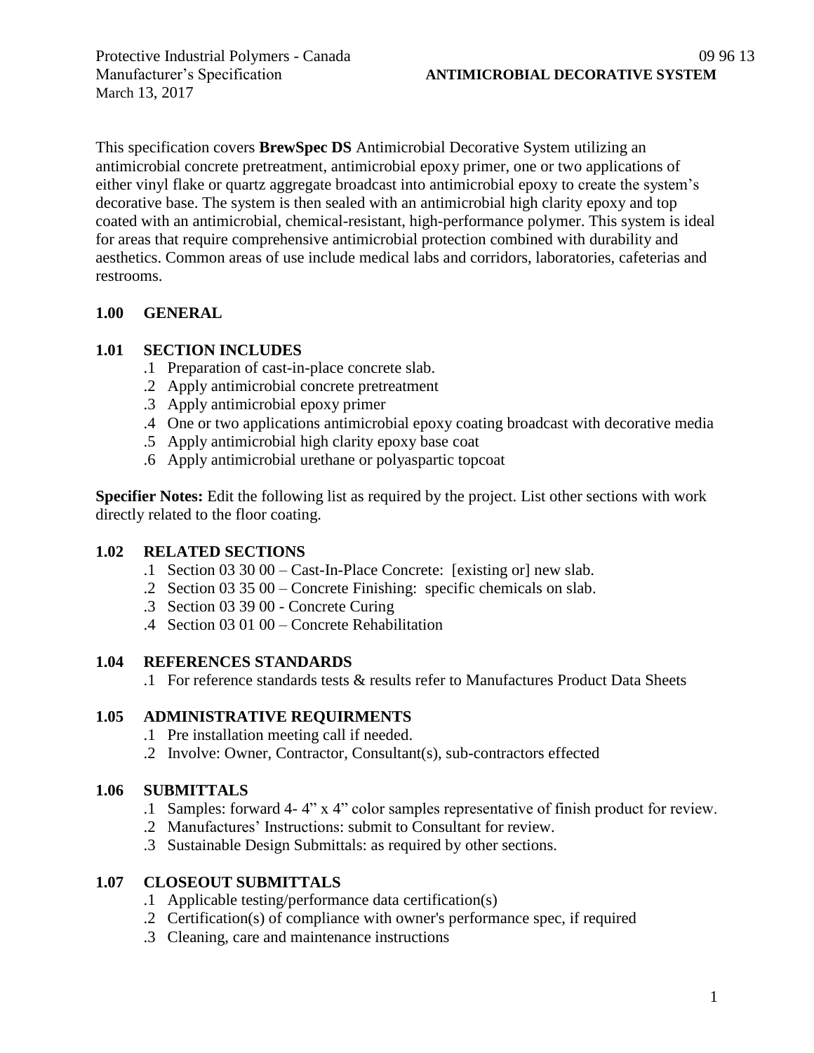Protective Industrial Polymers - Canada
Manufacturer's Specification
March 13, 2017

09 96 13
**ANTIMICROBIAL DECORATIVE SYSTEM**

This specification covers **BrewSpec DS** Antimicrobial Decorative System utilizing an antimicrobial concrete pretreatment, antimicrobial epoxy primer, one or two applications of either vinyl flake or quartz aggregate broadcast into antimicrobial epoxy to create the system's decorative base. The system is then sealed with an antimicrobial high clarity epoxy and top coated with an antimicrobial, chemical-resistant, high-performance polymer. This system is ideal for areas that require comprehensive antimicrobial protection combined with durability and aesthetics. Common areas of use include medical labs and corridors, laboratories, cafeterias and restrooms.

## 1.00 GENERAL

### 1.01 SECTION INCLUDES

.1 Preparation of cast-in-place concrete slab.
.2 Apply antimicrobial concrete pretreatment
.3 Apply antimicrobial epoxy primer
.4 One or two applications antimicrobial epoxy coating broadcast with decorative media
.5 Apply antimicrobial high clarity epoxy base coat
.6 Apply antimicrobial urethane or polyaspartic topcoat

**Specifier Notes:** Edit the following list as required by the project. List other sections with work directly related to the floor coating.

### 1.02 RELATED SECTIONS

.1 Section 03 30 00 – Cast-In-Place Concrete: [existing or] new slab.
.2 Section 03 35 00 – Concrete Finishing: specific chemicals on slab.
.3 Section 03 39 00 - Concrete Curing
.4 Section 03 01 00 – Concrete Rehabilitation

### 1.04 REFERENCES STANDARDS

.1 For reference standards tests & results refer to Manufactures Product Data Sheets

### 1.05 ADMINISTRATIVE REQUIRMENTS

.1 Pre installation meeting call if needed.
.2 Involve: Owner, Contractor, Consultant(s), sub-contractors effected

### 1.06 SUBMITTALS

.1 Samples: forward 4- 4" x 4" color samples representative of finish product for review.
.2 Manufactures' Instructions: submit to Consultant for review.
.3 Sustainable Design Submittals: as required by other sections.

### 1.07 CLOSEOUT SUBMITTALS

.1 Applicable testing/performance data certification(s)
.2 Certification(s) of compliance with owner's performance spec, if required
.3 Cleaning, care and maintenance instructions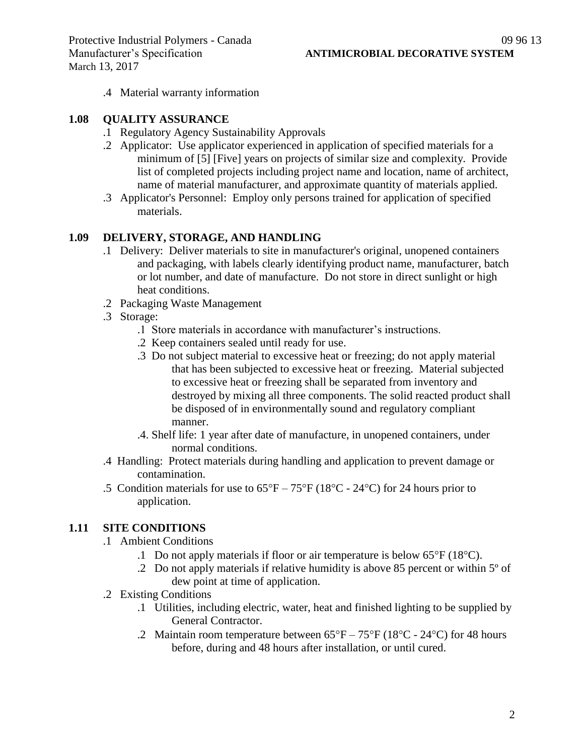.4 Material warranty information

## 1.08 QUALITY ASSURANCE

.1 Regulatory Agency Sustainability Approvals

.2 Applicator: Use applicator experienced in application of specified materials for a minimum of [5] [Five] years on projects of similar size and complexity. Provide list of completed projects including project name and location, name of architect, name of material manufacturer, and approximate quantity of materials applied.

.3 Applicator's Personnel: Employ only persons trained for application of specified materials.

## 1.09 DELIVERY, STORAGE, AND HANDLING

.1 Delivery: Deliver materials to site in manufacturer's original, unopened containers and packaging, with labels clearly identifying product name, manufacturer, batch or lot number, and date of manufacture. Do not store in direct sunlight or high heat conditions.

.2 Packaging Waste Management

.3 Storage:

- .1 Store materials in accordance with manufacturer's instructions.
- .2 Keep containers sealed until ready for use.
- .3 Do not subject material to excessive heat or freezing; do not apply material that has been subjected to excessive heat or freezing. Material subjected to excessive heat or freezing shall be separated from inventory and destroyed by mixing all three components. The solid reacted product shall be disposed of in environmentally sound and regulatory compliant manner.
- .4. Shelf life: 1 year after date of manufacture, in unopened containers, under normal conditions.

.4 Handling: Protect materials during handling and application to prevent damage or contamination.

.5 Condition materials for use to 65°F – 75°F (18°C - 24°C) for 24 hours prior to application.

## 1.11 SITE CONDITIONS

.1 Ambient Conditions

- .1 Do not apply materials if floor or air temperature is below 65°F (18°C).
- .2 Do not apply materials if relative humidity is above 85 percent or within 5º of dew point at time of application.

.2 Existing Conditions

- .1 Utilities, including electric, water, heat and finished lighting to be supplied by General Contractor.
- .2 Maintain room temperature between 65°F – 75°F (18°C - 24°C) for 48 hours before, during and 48 hours after installation, or until cured.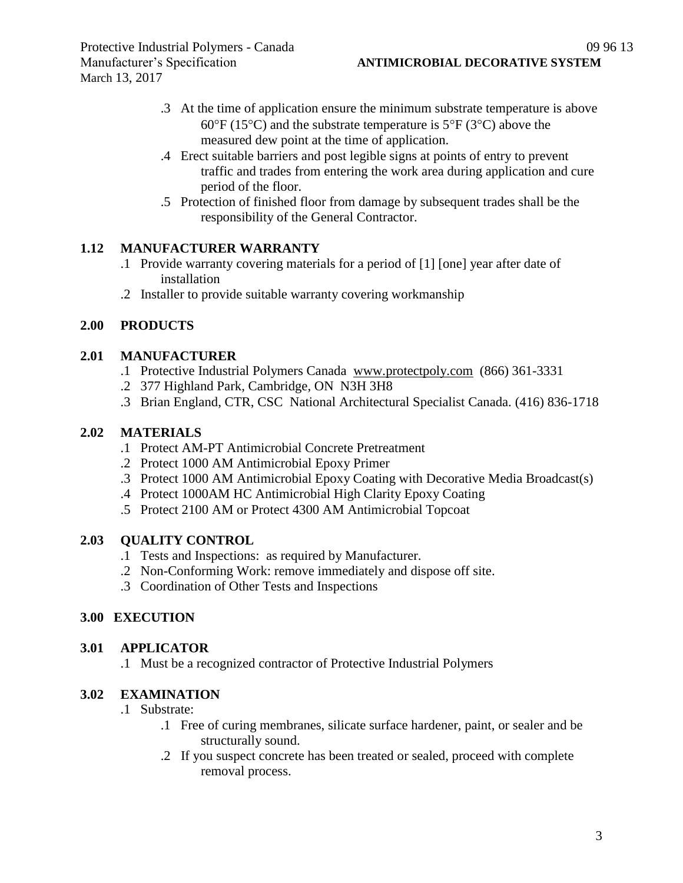.3 At the time of application ensure the minimum substrate temperature is above 60°F (15°C) and the substrate temperature is 5°F (3°C) above the measured dew point at the time of application.

.4 Erect suitable barriers and post legible signs at points of entry to prevent traffic and trades from entering the work area during application and cure period of the floor.

.5 Protection of finished floor from damage by subsequent trades shall be the responsibility of the General Contractor.

## 1.12 MANUFACTURER WARRANTY

.1 Provide warranty covering materials for a period of [1] [one] year after date of installation

.2 Installer to provide suitable warranty covering workmanship

# 2.00 PRODUCTS

## 2.01 MANUFACTURER

.1 Protective Industrial Polymers Canada www.protectpoly.com (866) 361-3331

.2 377 Highland Park, Cambridge, ON N3H 3H8

.3 Brian England, CTR, CSC National Architectural Specialist Canada. (416) 836-1718

## 2.02 MATERIALS

.1 Protect AM-PT Antimicrobial Concrete Pretreatment

.2 Protect 1000 AM Antimicrobial Epoxy Primer

.3 Protect 1000 AM Antimicrobial Epoxy Coating with Decorative Media Broadcast(s)

.4 Protect 1000AM HC Antimicrobial High Clarity Epoxy Coating

.5 Protect 2100 AM or Protect 4300 AM Antimicrobial Topcoat

## 2.03 QUALITY CONTROL

.1 Tests and Inspections: as required by Manufacturer.

.2 Non-Conforming Work: remove immediately and dispose off site.

.3 Coordination of Other Tests and Inspections

# 3.00 EXECUTION

## 3.01 APPLICATOR

.1 Must be a recognized contractor of Protective Industrial Polymers

## 3.02 EXAMINATION

.1 Substrate:

.1 Free of curing membranes, silicate surface hardener, paint, or sealer and be structurally sound.

.2 If you suspect concrete has been treated or sealed, proceed with complete removal process.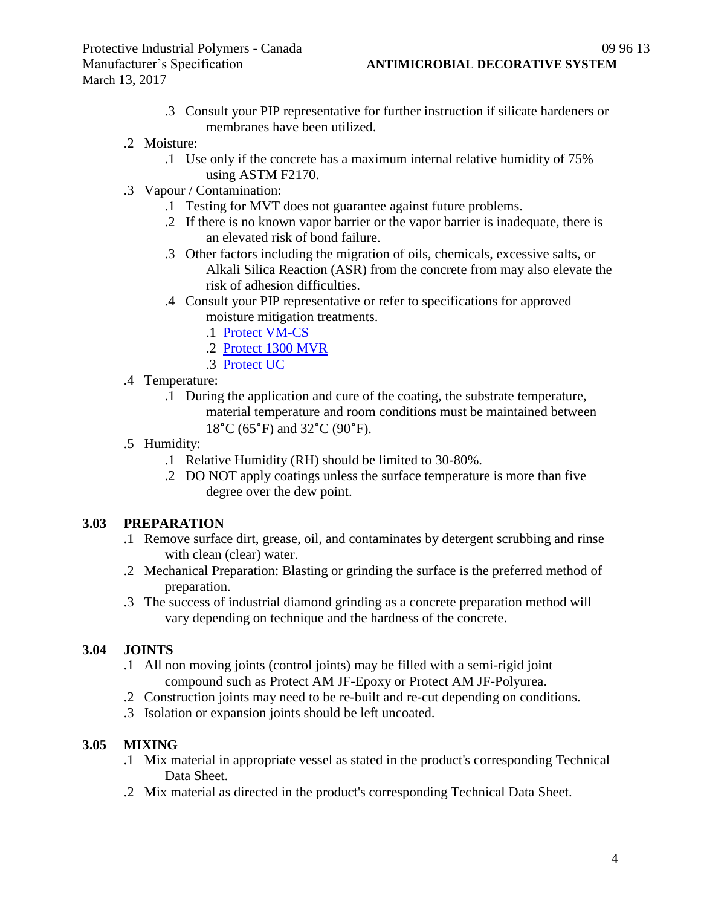.3 Consult your PIP representative for further instruction if silicate hardeners or membranes have been utilized.

.2 Moisture:

.1 Use only if the concrete has a maximum internal relative humidity of 75% using ASTM F2170.

.3 Vapour / Contamination:

.1 Testing for MVT does not guarantee against future problems.

.2 If there is no known vapor barrier or the vapor barrier is inadequate, there is an elevated risk of bond failure.

.3 Other factors including the migration of oils, chemicals, excessive salts, or Alkali Silica Reaction (ASR) from the concrete from may also elevate the risk of adhesion difficulties.

.4 Consult your PIP representative or refer to specifications for approved moisture mitigation treatments.

.1 Protect VM-CS

.2 Protect 1300 MVR

.3 Protect UC

.4 Temperature:

.1 During the application and cure of the coating, the substrate temperature, material temperature and room conditions must be maintained between 18˚C (65˚F) and 32˚C (90˚F).

.5 Humidity:

.1 Relative Humidity (RH) should be limited to 30-80%.

.2 DO NOT apply coatings unless the surface temperature is more than five degree over the dew point.

## 3.03 PREPARATION

.1 Remove surface dirt, grease, oil, and contaminates by detergent scrubbing and rinse with clean (clear) water.

.2 Mechanical Preparation: Blasting or grinding the surface is the preferred method of preparation.

.3 The success of industrial diamond grinding as a concrete preparation method will vary depending on technique and the hardness of the concrete.

## 3.04 JOINTS

.1 All non moving joints (control joints) may be filled with a semi-rigid joint compound such as Protect AM JF-Epoxy or Protect AM JF-Polyurea.

.2 Construction joints may need to be re-built and re-cut depending on conditions.

.3 Isolation or expansion joints should be left uncoated.

## 3.05 MIXING

.1 Mix material in appropriate vessel as stated in the product's corresponding Technical Data Sheet.

.2 Mix material as directed in the product's corresponding Technical Data Sheet.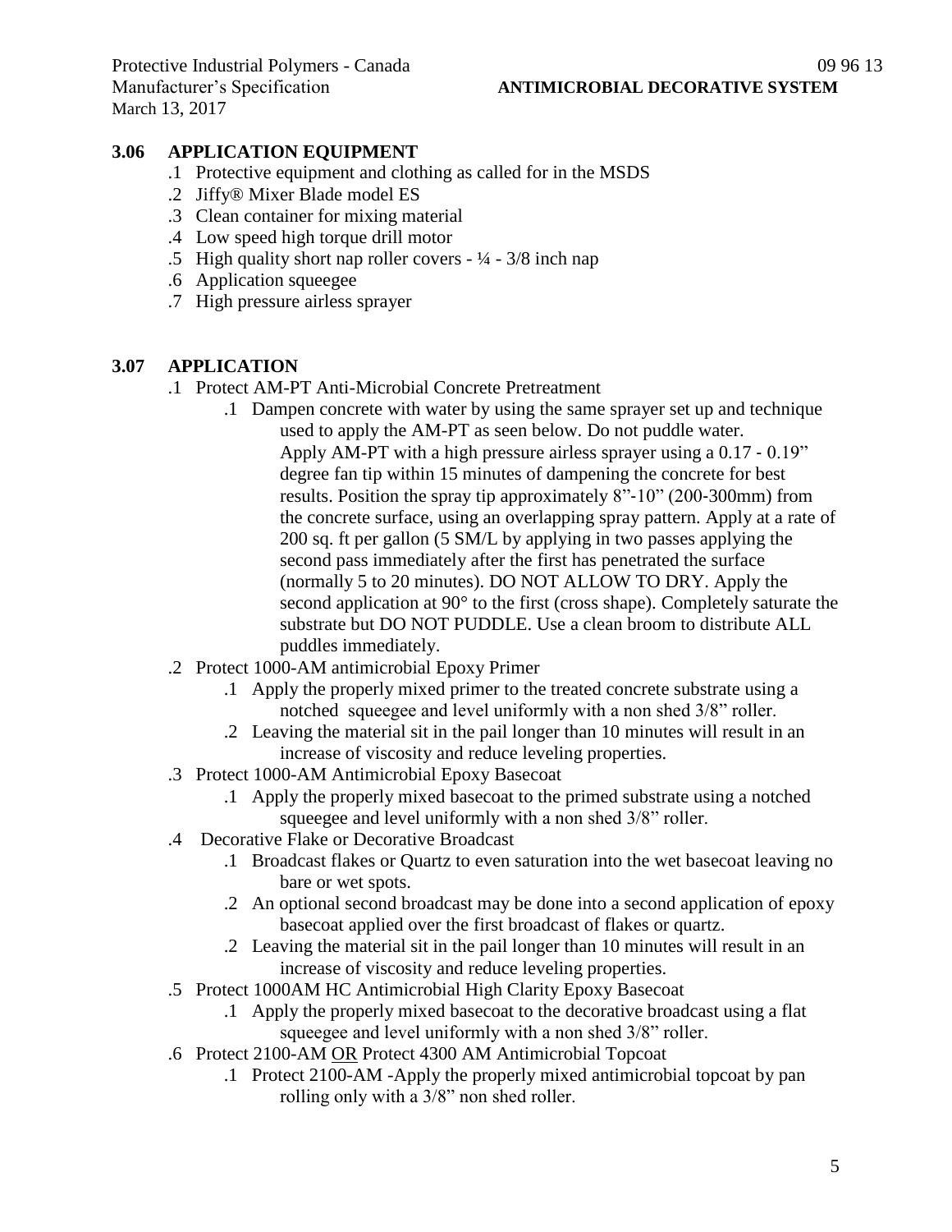### 3.06 APPLICATION EQUIPMENT

.1 Protective equipment and clothing as called for in the MSDS
.2 Jiffy® Mixer Blade model ES
.3 Clean container for mixing material
.4 Low speed high torque drill motor
.5 High quality short nap roller covers - ¼ - 3/8 inch nap
.6 Application squeegee
.7 High pressure airless sprayer

### 3.07 APPLICATION

.1 Protect AM-PT Anti-Microbial Concrete Pretreatment

- .1 Dampen concrete with water by using the same sprayer set up and technique used to apply the AM-PT as seen below. Do not puddle water. Apply AM-PT with a high pressure airless sprayer using a 0.17 - 0.19" degree fan tip within 15 minutes of dampening the concrete for best results. Position the spray tip approximately 8"-10" (200-300mm) from the concrete surface, using an overlapping spray pattern. Apply at a rate of 200 sq. ft per gallon (5 SM/L by applying in two passes applying the second pass immediately after the first has penetrated the surface (normally 5 to 20 minutes). DO NOT ALLOW TO DRY. Apply the second application at 90° to the first (cross shape). Completely saturate the substrate but DO NOT PUDDLE. Use a clean broom to distribute ALL puddles immediately.

.2 Protect 1000-AM antimicrobial Epoxy Primer

- .1 Apply the properly mixed primer to the treated concrete substrate using a notched squeegee and level uniformly with a non shed 3/8" roller.
- .2 Leaving the material sit in the pail longer than 10 minutes will result in an increase of viscosity and reduce leveling properties.

.3 Protect 1000-AM Antimicrobial Epoxy Basecoat

- .1 Apply the properly mixed basecoat to the primed substrate using a notched squeegee and level uniformly with a non shed 3/8" roller.

.4 Decorative Flake or Decorative Broadcast

- .1 Broadcast flakes or Quartz to even saturation into the wet basecoat leaving no bare or wet spots.
- .2 An optional second broadcast may be done into a second application of epoxy basecoat applied over the first broadcast of flakes or quartz.
- .2 Leaving the material sit in the pail longer than 10 minutes will result in an increase of viscosity and reduce leveling properties.

.5 Protect 1000AM HC Antimicrobial High Clarity Epoxy Basecoat

- .1 Apply the properly mixed basecoat to the decorative broadcast using a flat squeegee and level uniformly with a non shed 3/8" roller.

.6 Protect 2100-AM <u>OR</u> Protect 4300 AM Antimicrobial Topcoat

- .1 Protect 2100-AM -Apply the properly mixed antimicrobial topcoat by pan rolling only with a 3/8" non shed roller.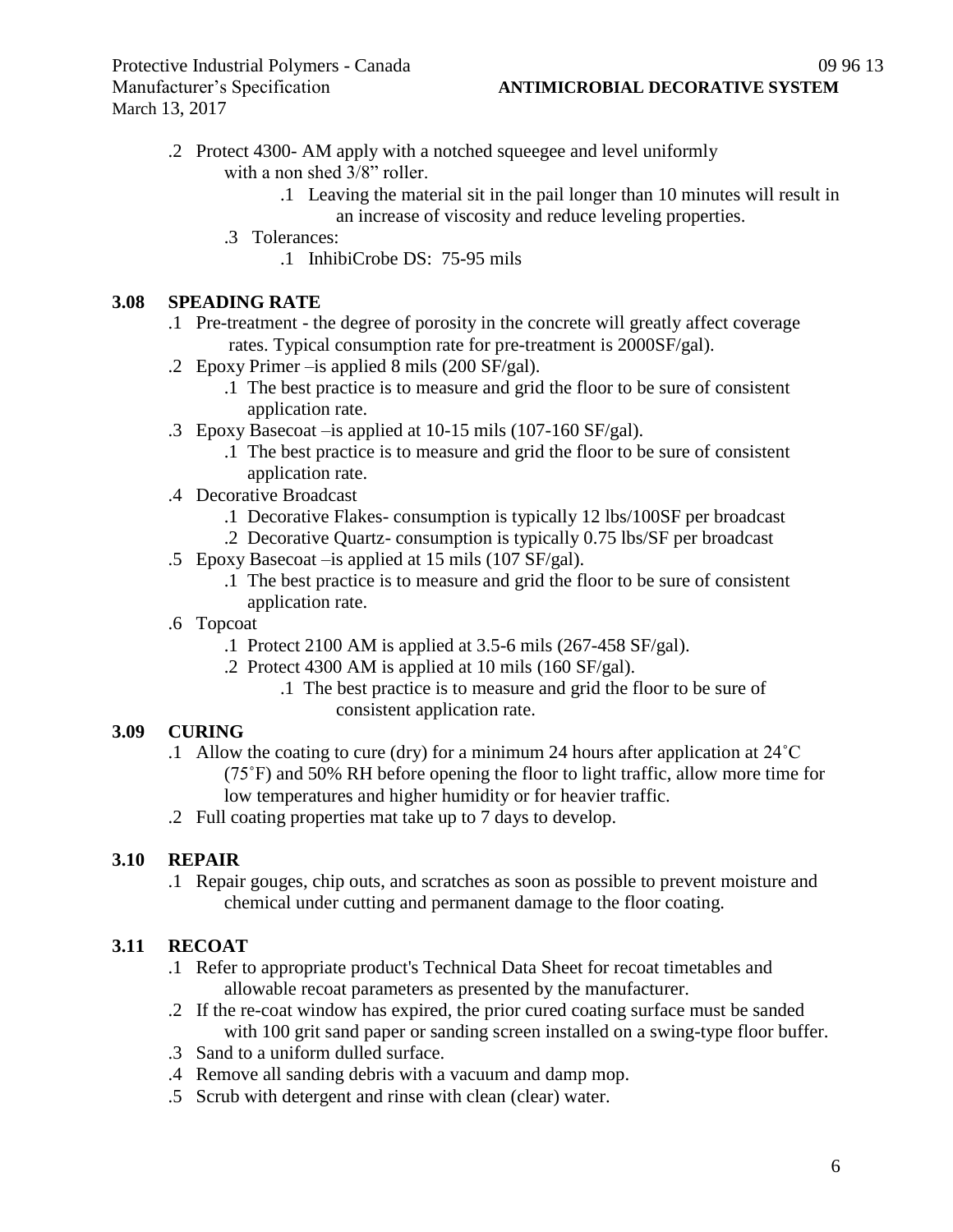.2 Protect 4300- AM apply with a notched squeegee and level uniformly with a non shed 3/8" roller.

   .1 Leaving the material sit in the pail longer than 10 minutes will result in an increase of viscosity and reduce leveling properties.

.3 Tolerances:

   .1 InhibiCrobe DS: 75-95 mils

## 3.08 SPEADING RATE

.1 Pre-treatment - the degree of porosity in the concrete will greatly affect coverage rates. Typical consumption rate for pre-treatment is 2000SF/gal).

.2 Epoxy Primer –is applied 8 mils (200 SF/gal).

   .1 The best practice is to measure and grid the floor to be sure of consistent application rate.

.3 Epoxy Basecoat –is applied at 10-15 mils (107-160 SF/gal).

   .1 The best practice is to measure and grid the floor to be sure of consistent application rate.

.4 Decorative Broadcast

   .1 Decorative Flakes- consumption is typically 12 lbs/100SF per broadcast

   .2 Decorative Quartz- consumption is typically 0.75 lbs/SF per broadcast

.5 Epoxy Basecoat –is applied at 15 mils (107 SF/gal).

   .1 The best practice is to measure and grid the floor to be sure of consistent application rate.

.6 Topcoat

   .1 Protect 2100 AM is applied at 3.5-6 mils (267-458 SF/gal).

   .2 Protect 4300 AM is applied at 10 mils (160 SF/gal).

      .1 The best practice is to measure and grid the floor to be sure of consistent application rate.

## 3.09 CURING

.1 Allow the coating to cure (dry) for a minimum 24 hours after application at 24˚C (75˚F) and 50% RH before opening the floor to light traffic, allow more time for low temperatures and higher humidity or for heavier traffic.

.2 Full coating properties mat take up to 7 days to develop.

## 3.10 REPAIR

.1 Repair gouges, chip outs, and scratches as soon as possible to prevent moisture and chemical under cutting and permanent damage to the floor coating.

## 3.11 RECOAT

.1 Refer to appropriate product's Technical Data Sheet for recoat timetables and allowable recoat parameters as presented by the manufacturer.

.2 If the re-coat window has expired, the prior cured coating surface must be sanded with 100 grit sand paper or sanding screen installed on a swing-type floor buffer.

.3 Sand to a uniform dulled surface.

.4 Remove all sanding debris with a vacuum and damp mop.

.5 Scrub with detergent and rinse with clean (clear) water.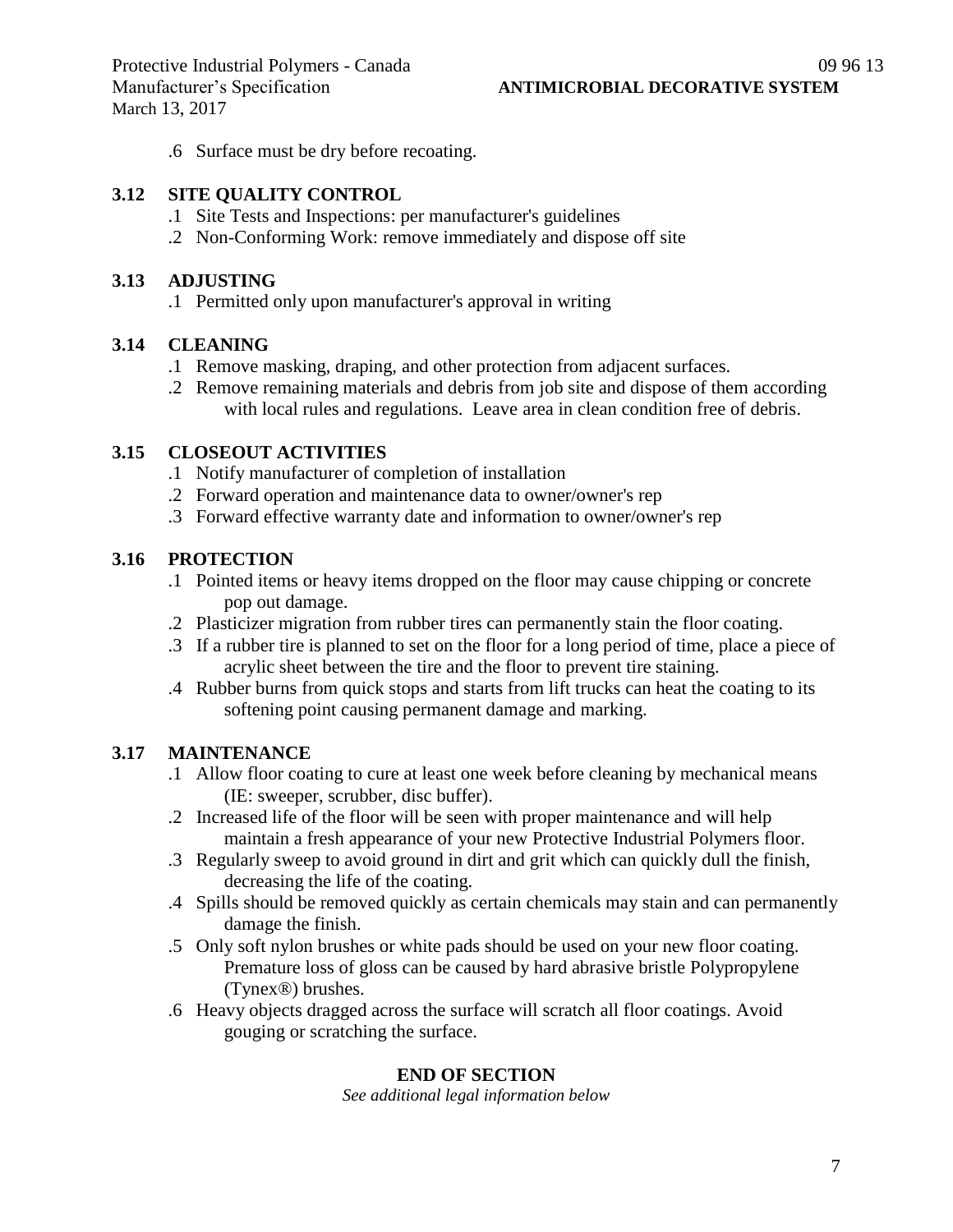.6 Surface must be dry before recoating.

### 3.12 SITE QUALITY CONTROL

.1 Site Tests and Inspections: per manufacturer's guidelines

.2 Non-Conforming Work: remove immediately and dispose off site

### 3.13 ADJUSTING

.1 Permitted only upon manufacturer's approval in writing

### 3.14 CLEANING

.1 Remove masking, draping, and other protection from adjacent surfaces.

.2 Remove remaining materials and debris from job site and dispose of them according with local rules and regulations. Leave area in clean condition free of debris.

### 3.15 CLOSEOUT ACTIVITIES

.1 Notify manufacturer of completion of installation

.2 Forward operation and maintenance data to owner/owner's rep

.3 Forward effective warranty date and information to owner/owner's rep

### 3.16 PROTECTION

.1 Pointed items or heavy items dropped on the floor may cause chipping or concrete pop out damage.

.2 Plasticizer migration from rubber tires can permanently stain the floor coating.

.3 If a rubber tire is planned to set on the floor for a long period of time, place a piece of acrylic sheet between the tire and the floor to prevent tire staining.

.4 Rubber burns from quick stops and starts from lift trucks can heat the coating to its softening point causing permanent damage and marking.

### 3.17 MAINTENANCE

.1 Allow floor coating to cure at least one week before cleaning by mechanical means (IE: sweeper, scrubber, disc buffer).

.2 Increased life of the floor will be seen with proper maintenance and will help maintain a fresh appearance of your new Protective Industrial Polymers floor.

.3 Regularly sweep to avoid ground in dirt and grit which can quickly dull the finish, decreasing the life of the coating.

.4 Spills should be removed quickly as certain chemicals may stain and can permanently damage the finish.

.5 Only soft nylon brushes or white pads should be used on your new floor coating. Premature loss of gloss can be caused by hard abrasive bristle Polypropylene (Tynex®) brushes.

.6 Heavy objects dragged across the surface will scratch all floor coatings. Avoid gouging or scratching the surface.

**END OF SECTION**

*See additional legal information below*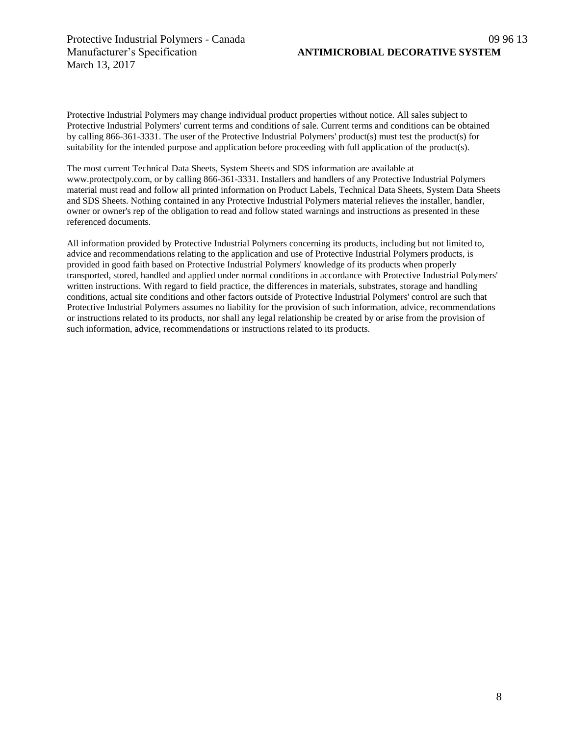Protective Industrial Polymers may change individual product properties without notice. All sales subject to Protective Industrial Polymers' current terms and conditions of sale. Current terms and conditions can be obtained by calling 866-361-3331. The user of the Protective Industrial Polymers' product(s) must test the product(s) for suitability for the intended purpose and application before proceeding with full application of the product(s).

The most current Technical Data Sheets, System Sheets and SDS information are available at www.protectpoly.com, or by calling 866-361-3331. Installers and handlers of any Protective Industrial Polymers material must read and follow all printed information on Product Labels, Technical Data Sheets, System Data Sheets and SDS Sheets. Nothing contained in any Protective Industrial Polymers material relieves the installer, handler, owner or owner's rep of the obligation to read and follow stated warnings and instructions as presented in these referenced documents.

All information provided by Protective Industrial Polymers concerning its products, including but not limited to, advice and recommendations relating to the application and use of Protective Industrial Polymers products, is provided in good faith based on Protective Industrial Polymers' knowledge of its products when properly transported, stored, handled and applied under normal conditions in accordance with Protective Industrial Polymers' written instructions. With regard to field practice, the differences in materials, substrates, storage and handling conditions, actual site conditions and other factors outside of Protective Industrial Polymers' control are such that Protective Industrial Polymers assumes no liability for the provision of such information, advice, recommendations or instructions related to its products, nor shall any legal relationship be created by or arise from the provision of such information, advice, recommendations or instructions related to its products.